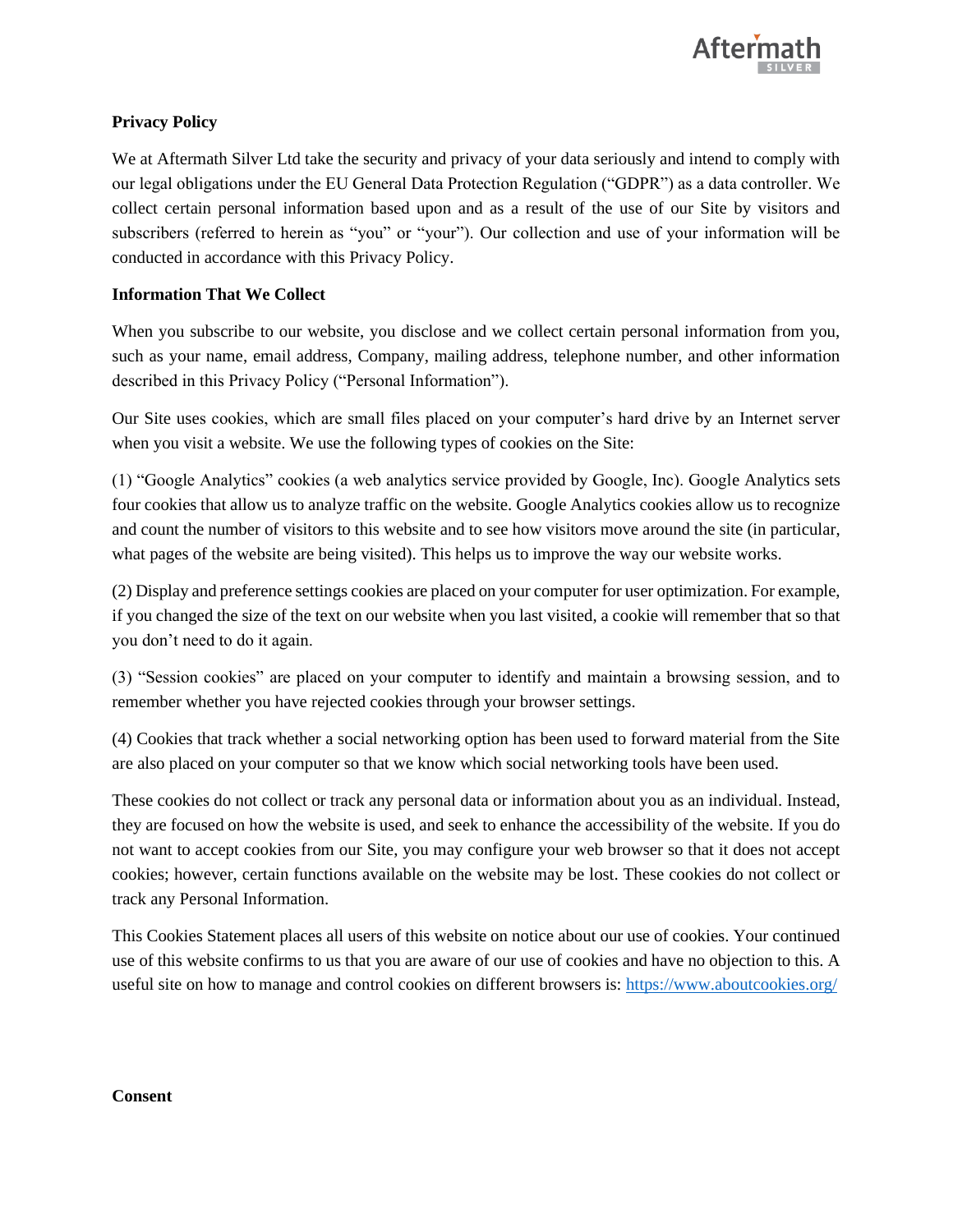**Privacy Policy**

We at Aftermath Silver Ltd take the security and privacy of your data seriously and intend to comply with our legal obligations under the EU General Data Protection Regulation ("GDPR") as a data controller. We collect certain personal information based upon and as a result of the use of our Site by visitors and subscribers (referred to herein as "you" or "your"). Our collection and use of your information will be conducted in accordance with this Privacy Policy.

**Information That We Collect**

When you subscribe to our website, you disclose and we collect certain personal information from you, such as your name, email address, Company, mailing address, telephone number, and other information described in this Privacy Policy ("Personal Information").

Our Site uses cookies, which are small files placed on your computer's hard drive by an Internet server when you visit a website. We use the following types of cookies on the Site:

(1) "Google Analytics" cookies (a web analytics service provided by Google, Inc). Google Analytics sets four cookies that allow us to analyze traffic on the website. Google Analytics cookies allow us to recognize and count the number of visitors to this website and to see how visitors move around the site (in particular, what pages of the website are being visited). This helps us to improve the way our website works.

(2) Display and preference settings cookies are placed on your computer for user optimization. For example, if you changed the size of the text on our website when you last visited, a cookie will remember that so that you don't need to do it again.

(3) "Session cookies" are placed on your computer to identify and maintain a browsing session, and to remember whether you have rejected cookies through your browser settings.

(4) Cookies that track whether a social networking option has been used to forward material from the Site are also placed on your computer so that we know which social networking tools have been used.

These cookies do not collect or track any personal data or information about you as an individual. Instead, they are focused on how the website is used, and seek to enhance the accessibility of the website. If you do not want to accept cookies from our Site, you may configure your web browser so that it does not accept cookies; however, certain functions available on the website may be lost. These cookies do not collect or track any Personal Information.

This Cookies Statement places all users of this website on notice about our use of cookies. Your continued use of this website confirms to us that you are aware of our use of cookies and have no objection to this. A useful site on how to manage and control cookies on different browsers is: https://www.aboutcookies.org/

**Consent**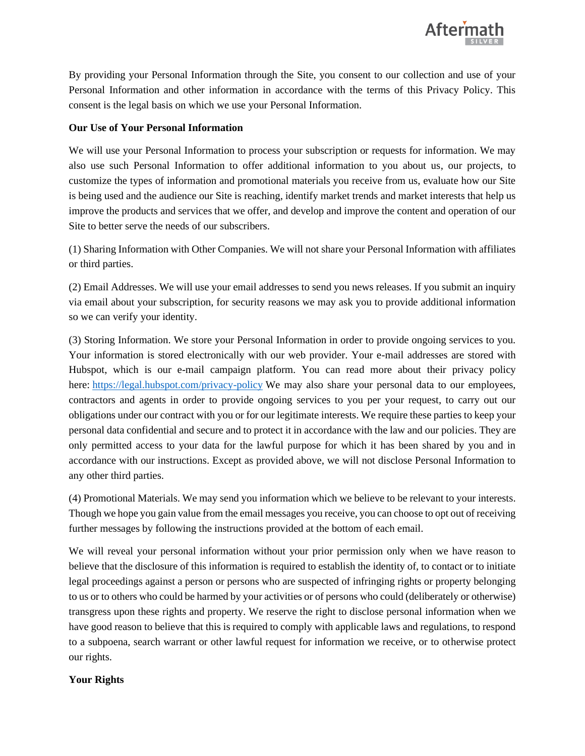By providing your Personal Information through the Site, you consent to our collection and use of your Personal Information and other information in accordance with the terms of this Privacy Policy. This consent is the legal basis on which we use your Personal Information.

**Our Use of Your Personal Information**

We will use your Personal Information to process your subscription or requests for information. We may also use such Personal Information to offer additional information to you about us, our projects, to customize the types of information and promotional materials you receive from us, evaluate how our Site is being used and the audience our Site is reaching, identify market trends and market interests that help us improve the products and services that we offer, and develop and improve the content and operation of our Site to better serve the needs of our subscribers.

(1) Sharing Information with Other Companies. We will not share your Personal Information with affiliates or third parties.

(2) Email Addresses. We will use your email addresses to send you news releases. If you submit an inquiry via email about your subscription, for security reasons we may ask you to provide additional information so we can verify your identity.

(3) Storing Information. We store your Personal Information in order to provide ongoing services to you. Your information is stored electronically with our web provider. Your e-mail addresses are stored with Hubspot, which is our e-mail campaign platform. You can read more about their privacy policy here: [https://legal.hubspot.com/privacy-policy](https://legal.hubspot.com/privacy-policy) We may also share your personal data to our employees, contractors and agents in order to provide ongoing services to you per your request, to carry out our obligations under our contract with you or for our legitimate interests. We require these parties to keep your personal data confidential and secure and to protect it in accordance with the law and our policies. They are only permitted access to your data for the lawful purpose for which it has been shared by you and in accordance with our instructions. Except as provided above, we will not disclose Personal Information to any other third parties.

(4) Promotional Materials. We may send you information which we believe to be relevant to your interests. Though we hope you gain value from the email messages you receive, you can choose to opt out of receiving further messages by following the instructions provided at the bottom of each email.

We will reveal your personal information without your prior permission only when we have reason to believe that the disclosure of this information is required to establish the identity of, to contact or to initiate legal proceedings against a person or persons who are suspected of infringing rights or property belonging to us or to others who could be harmed by your activities or of persons who could (deliberately or otherwise) transgress upon these rights and property. We reserve the right to disclose personal information when we have good reason to believe that this is required to comply with applicable laws and regulations, to respond to a subpoena, search warrant or other lawful request for information we receive, or to otherwise protect our rights.

**Your Rights**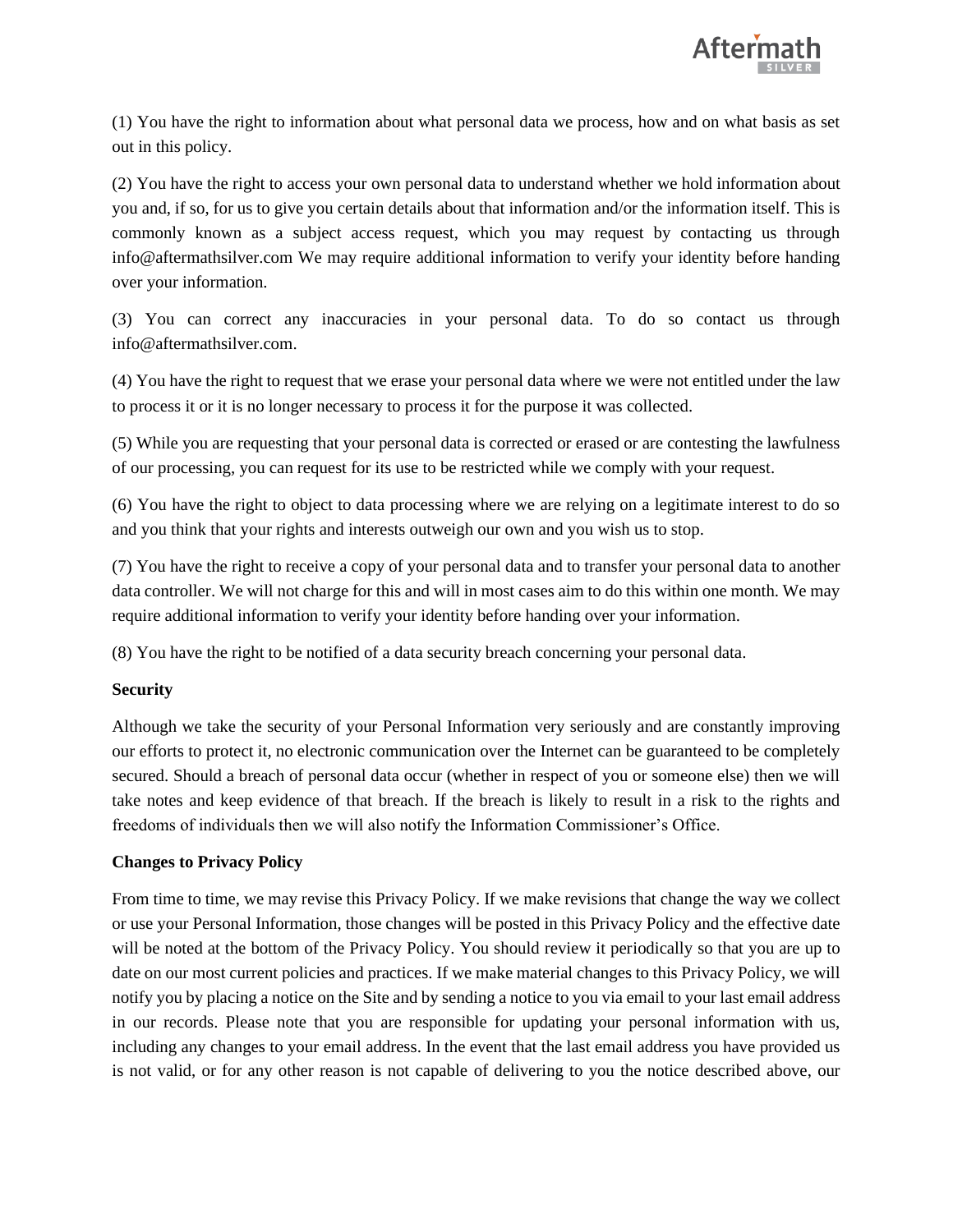(1) You have the right to information about what personal data we process, how and on what basis as set out in this policy.

(2) You have the right to access your own personal data to understand whether we hold information about you and, if so, for us to give you certain details about that information and/or the information itself. This is commonly known as a subject access request, which you may request by contacting us through info@aftermathsilver.com We may require additional information to verify your identity before handing over your information.

(3) You can correct any inaccuracies in your personal data. To do so contact us through info@aftermathsilver.com.

(4) You have the right to request that we erase your personal data where we were not entitled under the law to process it or it is no longer necessary to process it for the purpose it was collected.

(5) While you are requesting that your personal data is corrected or erased or are contesting the lawfulness of our processing, you can request for its use to be restricted while we comply with your request.

(6) You have the right to object to data processing where we are relying on a legitimate interest to do so and you think that your rights and interests outweigh our own and you wish us to stop.

(7) You have the right to receive a copy of your personal data and to transfer your personal data to another data controller. We will not charge for this and will in most cases aim to do this within one month. We may require additional information to verify your identity before handing over your information.

(8) You have the right to be notified of a data security breach concerning your personal data.

**Security**

Although we take the security of your Personal Information very seriously and are constantly improving our efforts to protect it, no electronic communication over the Internet can be guaranteed to be completely secured. Should a breach of personal data occur (whether in respect of you or someone else) then we will take notes and keep evidence of that breach. If the breach is likely to result in a risk to the rights and freedoms of individuals then we will also notify the Information Commissioner's Office.

**Changes to Privacy Policy**

From time to time, we may revise this Privacy Policy. If we make revisions that change the way we collect or use your Personal Information, those changes will be posted in this Privacy Policy and the effective date will be noted at the bottom of the Privacy Policy. You should review it periodically so that you are up to date on our most current policies and practices. If we make material changes to this Privacy Policy, we will notify you by placing a notice on the Site and by sending a notice to you via email to your last email address in our records. Please note that you are responsible for updating your personal information with us, including any changes to your email address. In the event that the last email address you have provided us is not valid, or for any other reason is not capable of delivering to you the notice described above, our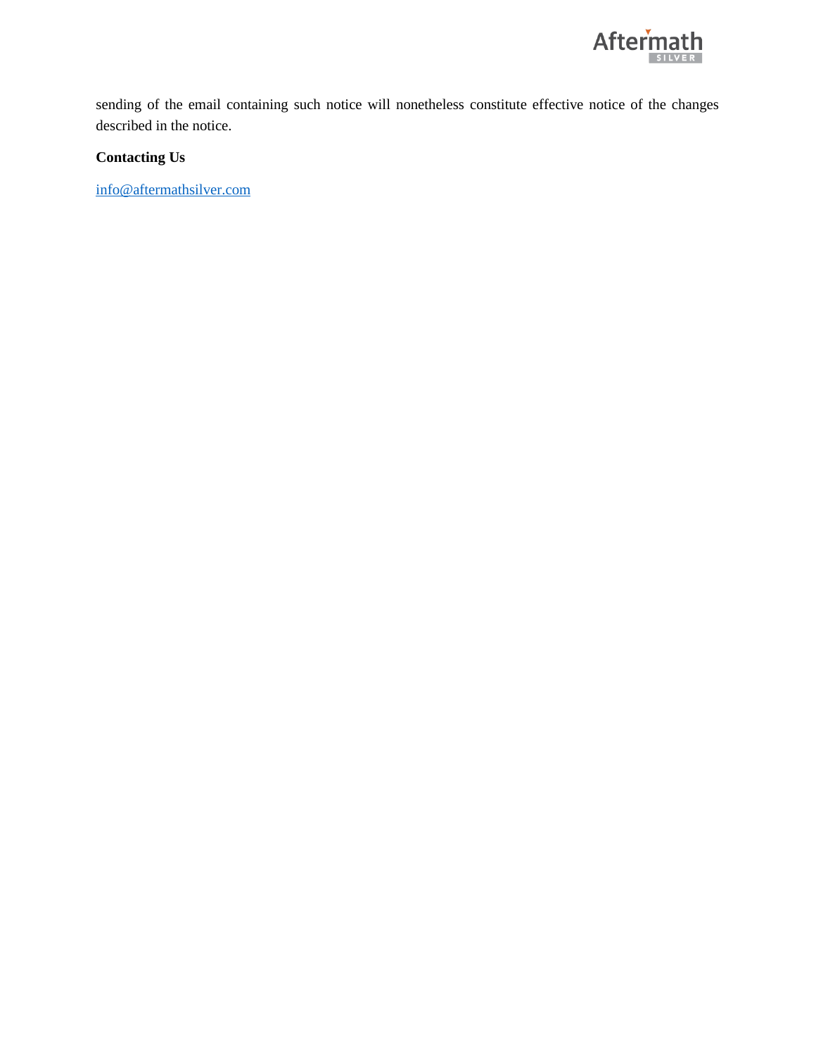sending of the email containing such notice will nonetheless constitute effective notice of the changes described in the notice.

**Contacting Us**

info@aftermathsilver.com